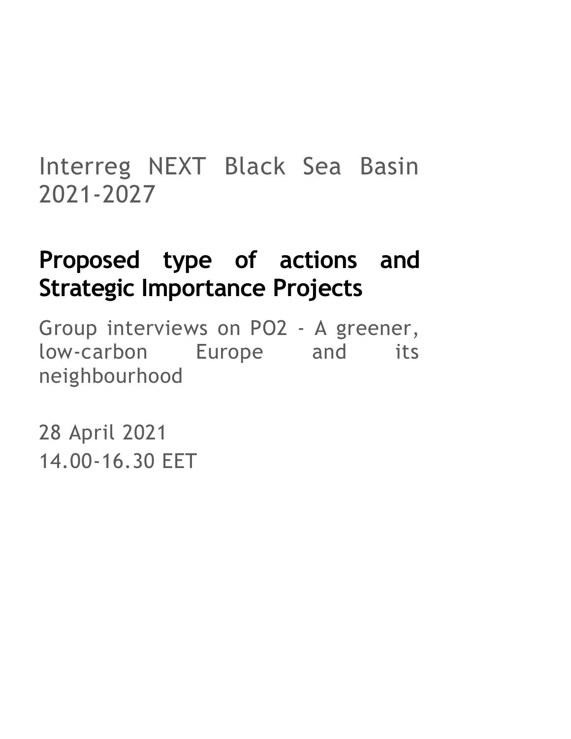# Interreg NEXT Black Sea Basin 2021-2027

## Proposed type of actions and Strategic Importance Projects

Group interviews on PO2 - A greener, low-carbon Europe and its neighbourhood

28 April 2021

14.00-16.30 EET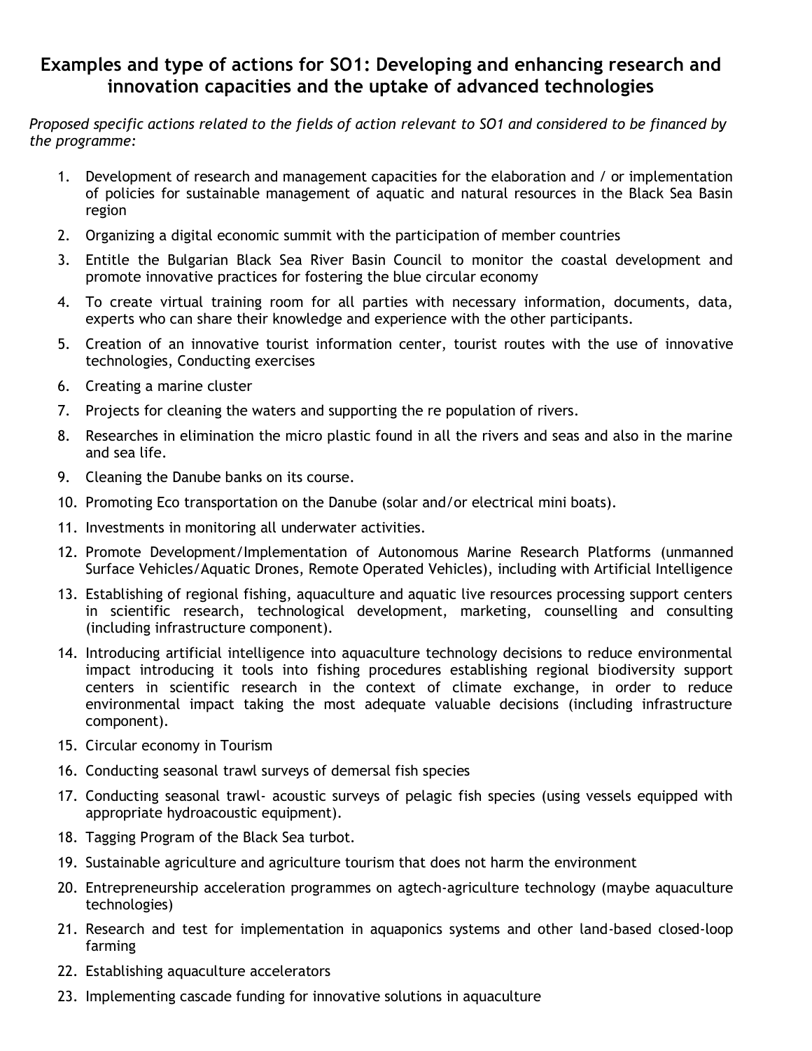## Examples and type of actions for SO1: Developing and enhancing research and innovation capacities and the uptake of advanced technologies

*Proposed specific actions related to the fields of action relevant to SO1 and considered to be financed by the programme:*

1. Development of research and management capacities for the elaboration and / or implementation of policies for sustainable management of aquatic and natural resources in the Black Sea Basin region
2. Organizing a digital economic summit with the participation of member countries
3. Entitle the Bulgarian Black Sea River Basin Council to monitor the coastal development and promote innovative practices for fostering the blue circular economy
4. To create virtual training room for all parties with necessary information, documents, data, experts who can share their knowledge and experience with the other participants.
5. Creation of an innovative tourist information center, tourist routes with the use of innovative technologies, Conducting exercises
6. Creating a marine cluster
7. Projects for cleaning the waters and supporting the re population of rivers.
8. Researches in elimination the micro plastic found in all the rivers and seas and also in the marine and sea life.
9. Cleaning the Danube banks on its course.
10. Promoting Eco transportation on the Danube (solar and/or electrical mini boats).
11. Investments in monitoring all underwater activities.
12. Promote Development/Implementation of Autonomous Marine Research Platforms (unmanned Surface Vehicles/Aquatic Drones, Remote Operated Vehicles), including with Artificial Intelligence
13. Establishing of regional fishing, aquaculture and aquatic live resources processing support centers in scientific research, technological development, marketing, counselling and consulting (including infrastructure component).
14. Introducing artificial intelligence into aquaculture technology decisions to reduce environmental impact introducing it tools into fishing procedures establishing regional biodiversity support centers in scientific research in the context of climate exchange, in order to reduce environmental impact taking the most adequate valuable decisions (including infrastructure component).
15. Circular economy in Tourism
16. Conducting seasonal trawl surveys of demersal fish species
17. Conducting seasonal trawl- acoustic surveys of pelagic fish species (using vessels equipped with appropriate hydroacoustic equipment).
18. Tagging Program of the Black Sea turbot.
19. Sustainable agriculture and agriculture tourism that does not harm the environment
20. Entrepreneurship acceleration programmes on agtech-agriculture technology (maybe aquaculture technologies)
21. Research and test for implementation in aquaponics systems and other land-based closed-loop farming
22. Establishing aquaculture accelerators
23. Implementing cascade funding for innovative solutions in aquaculture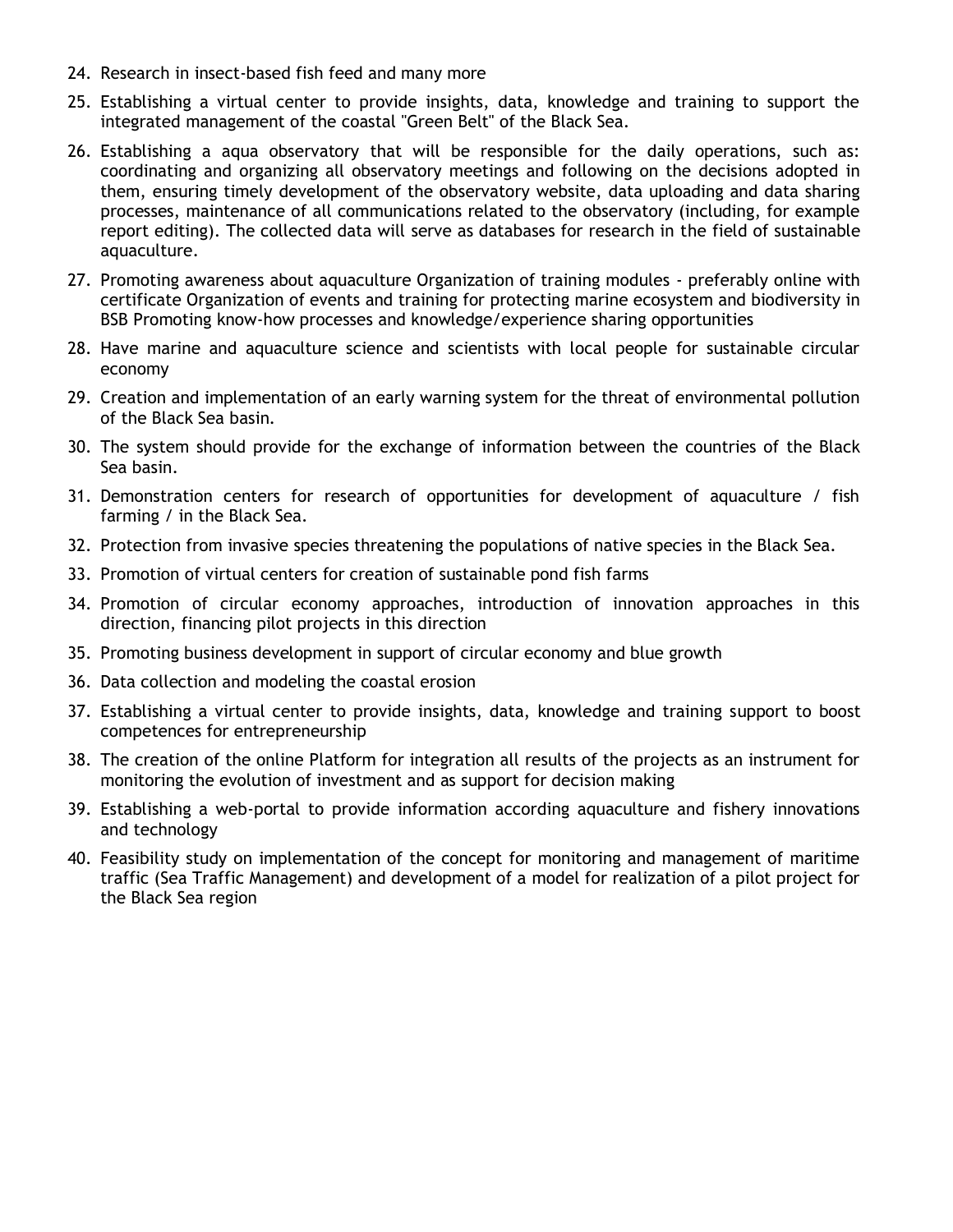24. Research in insect-based fish feed and many more
25. Establishing a virtual center to provide insights, data, knowledge and training to support the integrated management of the coastal "Green Belt" of the Black Sea.
26. Establishing a aqua observatory that will be responsible for the daily operations, such as: coordinating and organizing all observatory meetings and following on the decisions adopted in them, ensuring timely development of the observatory website, data uploading and data sharing processes, maintenance of all communications related to the observatory (including, for example report editing). The collected data will serve as databases for research in the field of sustainable aquaculture.
27. Promoting awareness about aquaculture Organization of training modules - preferably online with certificate Organization of events and training for protecting marine ecosystem and biodiversity in BSB Promoting know-how processes and knowledge/experience sharing opportunities
28. Have marine and aquaculture science and scientists with local people for sustainable circular economy
29. Creation and implementation of an early warning system for the threat of environmental pollution of the Black Sea basin.
30. The system should provide for the exchange of information between the countries of the Black Sea basin.
31. Demonstration centers for research of opportunities for development of aquaculture / fish farming / in the Black Sea.
32. Protection from invasive species threatening the populations of native species in the Black Sea.
33. Promotion of virtual centers for creation of sustainable pond fish farms
34. Promotion of circular economy approaches, introduction of innovation approaches in this direction, financing pilot projects in this direction
35. Promoting business development in support of circular economy and blue growth
36. Data collection and modeling the coastal erosion
37. Establishing a virtual center to provide insights, data, knowledge and training support to boost competences for entrepreneurship
38. The creation of the online Platform for integration all results of the projects as an instrument for monitoring the evolution of investment and as support for decision making
39. Establishing a web-portal to provide information according aquaculture and fishery innovations and technology
40. Feasibility study on implementation of the concept for monitoring and management of maritime traffic (Sea Traffic Management) and development of a model for realization of a pilot project for the Black Sea region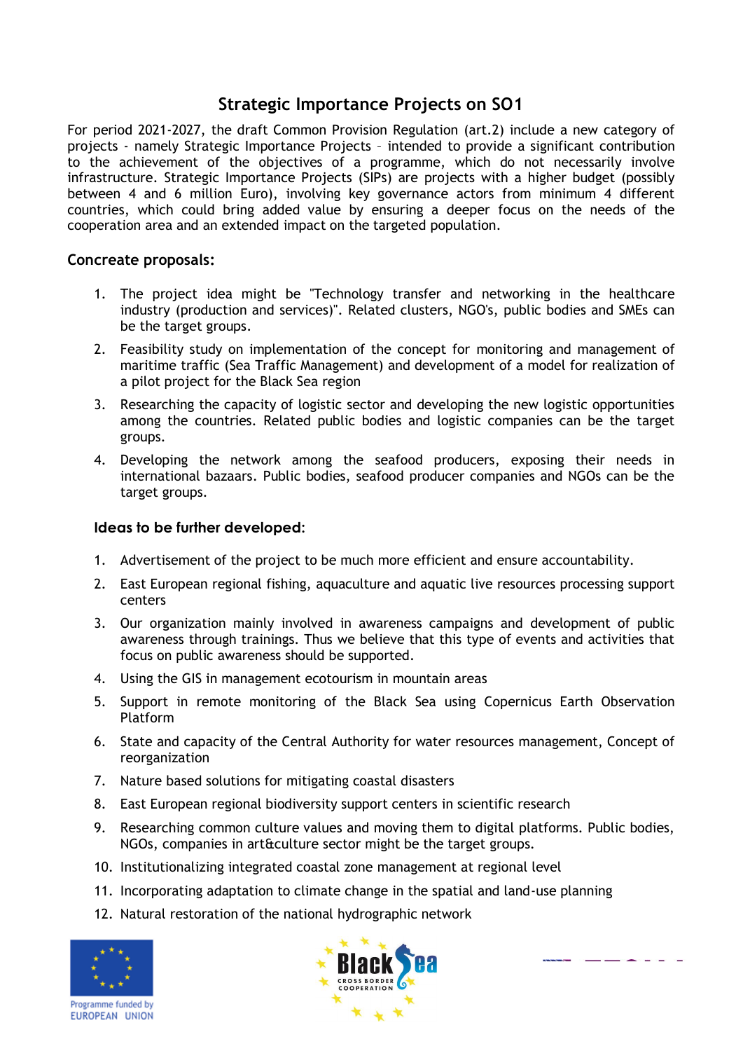## Strategic Importance Projects on SO1

For period 2021-2027, the draft Common Provision Regulation (art.2) include a new category of projects - namely Strategic Importance Projects – intended to provide a significant contribution to the achievement of the objectives of a programme, which do not necessarily involve infrastructure. Strategic Importance Projects (SIPs) are projects with a higher budget (possibly between 4 and 6 million Euro), involving key governance actors from minimum 4 different countries, which could bring added value by ensuring a deeper focus on the needs of the cooperation area and an extended impact on the targeted population.

### Concreate proposals:

1. The project idea might be "Technology transfer and networking in the healthcare industry (production and services)". Related clusters, NGO's, public bodies and SMEs can be the target groups.
2. Feasibility study on implementation of the concept for monitoring and management of maritime traffic (Sea Traffic Management) and development of a model for realization of a pilot project for the Black Sea region
3. Researching the capacity of logistic sector and developing the new logistic opportunities among the countries. Related public bodies and logistic companies can be the target groups.
4. Developing the network among the seafood producers, exposing their needs in international bazaars. Public bodies, seafood producer companies and NGOs can be the target groups.

### Ideas to be further developed:

1. Advertisement of the project to be much more efficient and ensure accountability.
2. East European regional fishing, aquaculture and aquatic live resources processing support centers
3. Our organization mainly involved in awareness campaigns and development of public awareness through trainings. Thus we believe that this type of events and activities that focus on public awareness should be supported.
4. Using the GIS in management ecotourism in mountain areas
5. Support in remote monitoring of the Black Sea using Copernicus Earth Observation Platform
6. State and capacity of the Central Authority for water resources management, Concept of reorganization
7. Nature based solutions for mitigating coastal disasters
8. East European regional biodiversity support centers in scientific research
9. Researching common culture values and moving them to digital platforms. Public bodies, NGOs, companies in art&culture sector might be the target groups.
10. Institutionalizing integrated coastal zone management at regional level
11. Incorporating adaptation to climate change in the spatial and land-use planning
12. Natural restoration of the national hydrographic network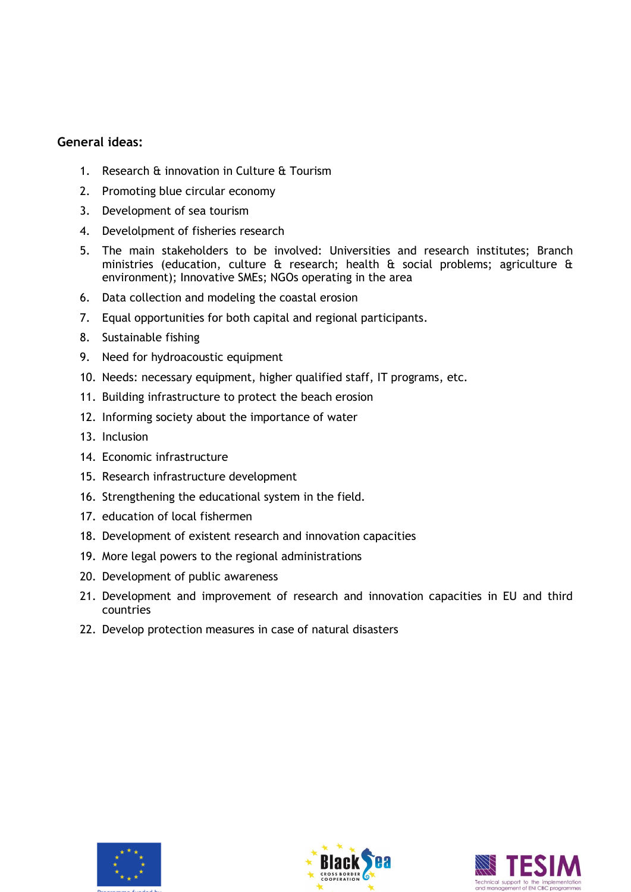**General ideas:**

1. Research & innovation in Culture & Tourism
2. Promoting blue circular economy
3. Development of sea tourism
4. Develolpment of fisheries research
5. The main stakeholders to be involved: Universities and research institutes; Branch ministries (education, culture & research; health & social problems; agriculture & environment); Innovative SMEs; NGOs operating in the area
6. Data collection and modeling the coastal erosion
7. Equal opportunities for both capital and regional participants.
8. Sustainable fishing
9. Need for hydroacoustic equipment
10. Needs: necessary equipment, higher qualified staff, IT programs, etc.
11. Building infrastructure to protect the beach erosion
12. Informing society about the importance of water
13. Inclusion
14. Economic infrastructure
15. Research infrastructure development
16. Strengthening the educational system in the field.
17. education of local fishermen
18. Development of existent research and innovation capacities
19. More legal powers to the regional administrations
20. Development of public awareness
21. Development and improvement of research and innovation capacities in EU and third countries
22. Develop protection measures in case of natural disasters